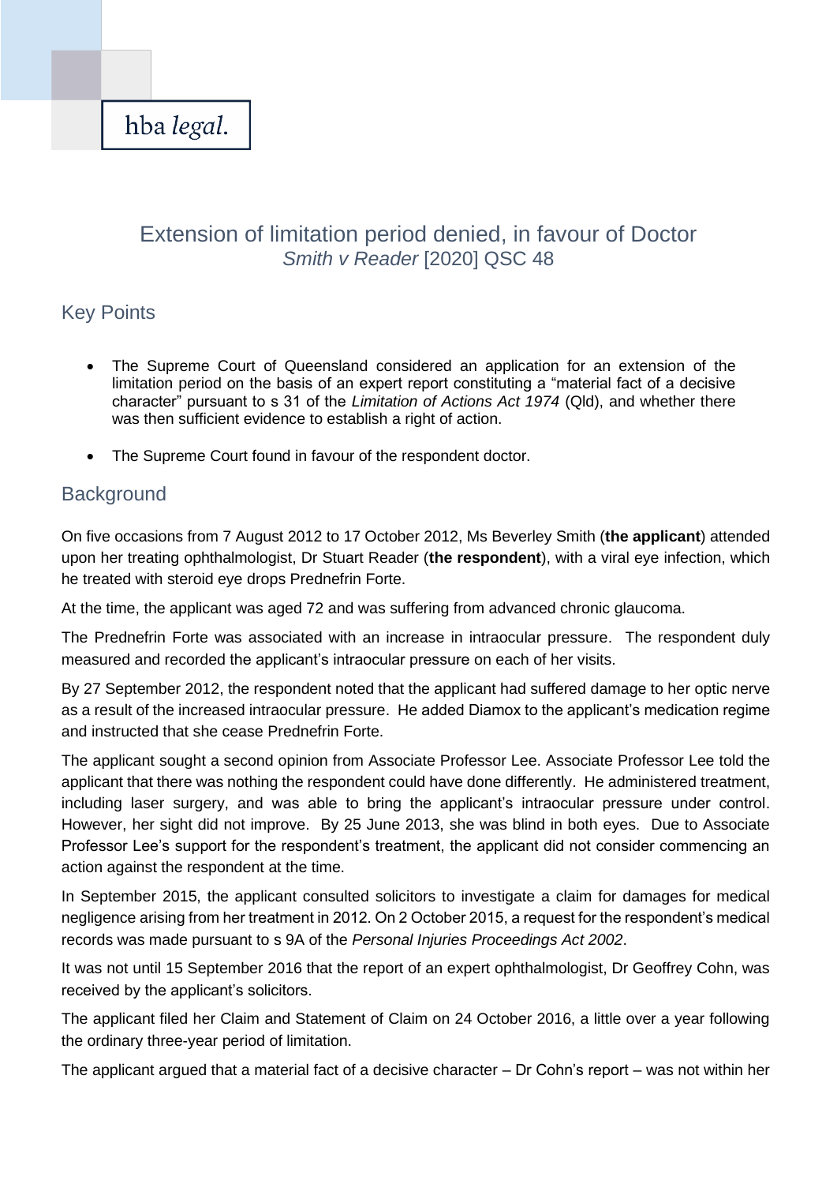hba *legal.*

# Extension of limitation period denied, in favour of Doctor

*Smith v Reader* [2020] QSC 48

## Key Points

- The Supreme Court of Queensland considered an application for an extension of the limitation period on the basis of an expert report constituting a "material fact of a decisive character" pursuant to s 31 of the *Limitation of Actions Act 1974* (Qld), and whether there was then sufficient evidence to establish a right of action.
- The Supreme Court found in favour of the respondent doctor.

## Background

On five occasions from 7 August 2012 to 17 October 2012, Ms Beverley Smith (**the applicant**) attended upon her treating ophthalmologist, Dr Stuart Reader (**the respondent**), with a viral eye infection, which he treated with steroid eye drops Prednefrin Forte.

At the time, the applicant was aged 72 and was suffering from advanced chronic glaucoma.

The Prednefrin Forte was associated with an increase in intraocular pressure. The respondent duly measured and recorded the applicant's intraocular pressure on each of her visits.

By 27 September 2012, the respondent noted that the applicant had suffered damage to her optic nerve as a result of the increased intraocular pressure. He added Diamox to the applicant's medication regime and instructed that she cease Prednefrin Forte.

The applicant sought a second opinion from Associate Professor Lee. Associate Professor Lee told the applicant that there was nothing the respondent could have done differently. He administered treatment, including laser surgery, and was able to bring the applicant's intraocular pressure under control. However, her sight did not improve. By 25 June 2013, she was blind in both eyes. Due to Associate Professor Lee's support for the respondent's treatment, the applicant did not consider commencing an action against the respondent at the time.

In September 2015, the applicant consulted solicitors to investigate a claim for damages for medical negligence arising from her treatment in 2012. On 2 October 2015, a request for the respondent's medical records was made pursuant to s 9A of the *Personal Injuries Proceedings Act 2002*.

It was not until 15 September 2016 that the report of an expert ophthalmologist, Dr Geoffrey Cohn, was received by the applicant's solicitors.

The applicant filed her Claim and Statement of Claim on 24 October 2016, a little over a year following the ordinary three-year period of limitation.

The applicant argued that a material fact of a decisive character – Dr Cohn's report – was not within her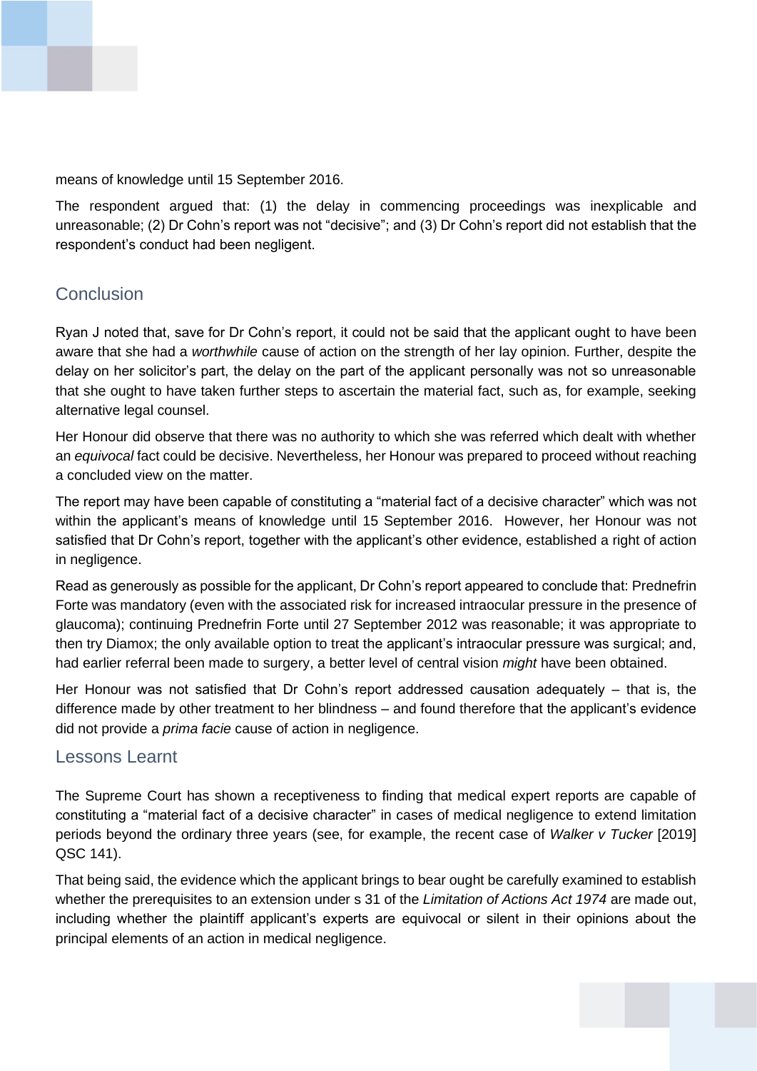means of knowledge until 15 September 2016.

The respondent argued that: (1) the delay in commencing proceedings was inexplicable and unreasonable; (2) Dr Cohn's report was not "decisive"; and (3) Dr Cohn's report did not establish that the respondent's conduct had been negligent.

## Conclusion

Ryan J noted that, save for Dr Cohn's report, it could not be said that the applicant ought to have been aware that she had a *worthwhile* cause of action on the strength of her lay opinion. Further, despite the delay on her solicitor's part, the delay on the part of the applicant personally was not so unreasonable that she ought to have taken further steps to ascertain the material fact, such as, for example, seeking alternative legal counsel.

Her Honour did observe that there was no authority to which she was referred which dealt with whether an *equivocal* fact could be decisive. Nevertheless, her Honour was prepared to proceed without reaching a concluded view on the matter.

The report may have been capable of constituting a "material fact of a decisive character" which was not within the applicant's means of knowledge until 15 September 2016. However, her Honour was not satisfied that Dr Cohn's report, together with the applicant's other evidence, established a right of action in negligence.

Read as generously as possible for the applicant, Dr Cohn's report appeared to conclude that: Prednefrin Forte was mandatory (even with the associated risk for increased intraocular pressure in the presence of glaucoma); continuing Prednefrin Forte until 27 September 2012 was reasonable; it was appropriate to then try Diamox; the only available option to treat the applicant's intraocular pressure was surgical; and, had earlier referral been made to surgery, a better level of central vision *might* have been obtained.

Her Honour was not satisfied that Dr Cohn's report addressed causation adequately – that is, the difference made by other treatment to her blindness – and found therefore that the applicant's evidence did not provide a *prima facie* cause of action in negligence.

## Lessons Learnt

The Supreme Court has shown a receptiveness to finding that medical expert reports are capable of constituting a "material fact of a decisive character" in cases of medical negligence to extend limitation periods beyond the ordinary three years (see, for example, the recent case of *Walker v Tucker* [2019] QSC 141).

That being said, the evidence which the applicant brings to bear ought be carefully examined to establish whether the prerequisites to an extension under s 31 of the *Limitation of Actions Act 1974* are made out, including whether the plaintiff applicant's experts are equivocal or silent in their opinions about the principal elements of an action in medical negligence.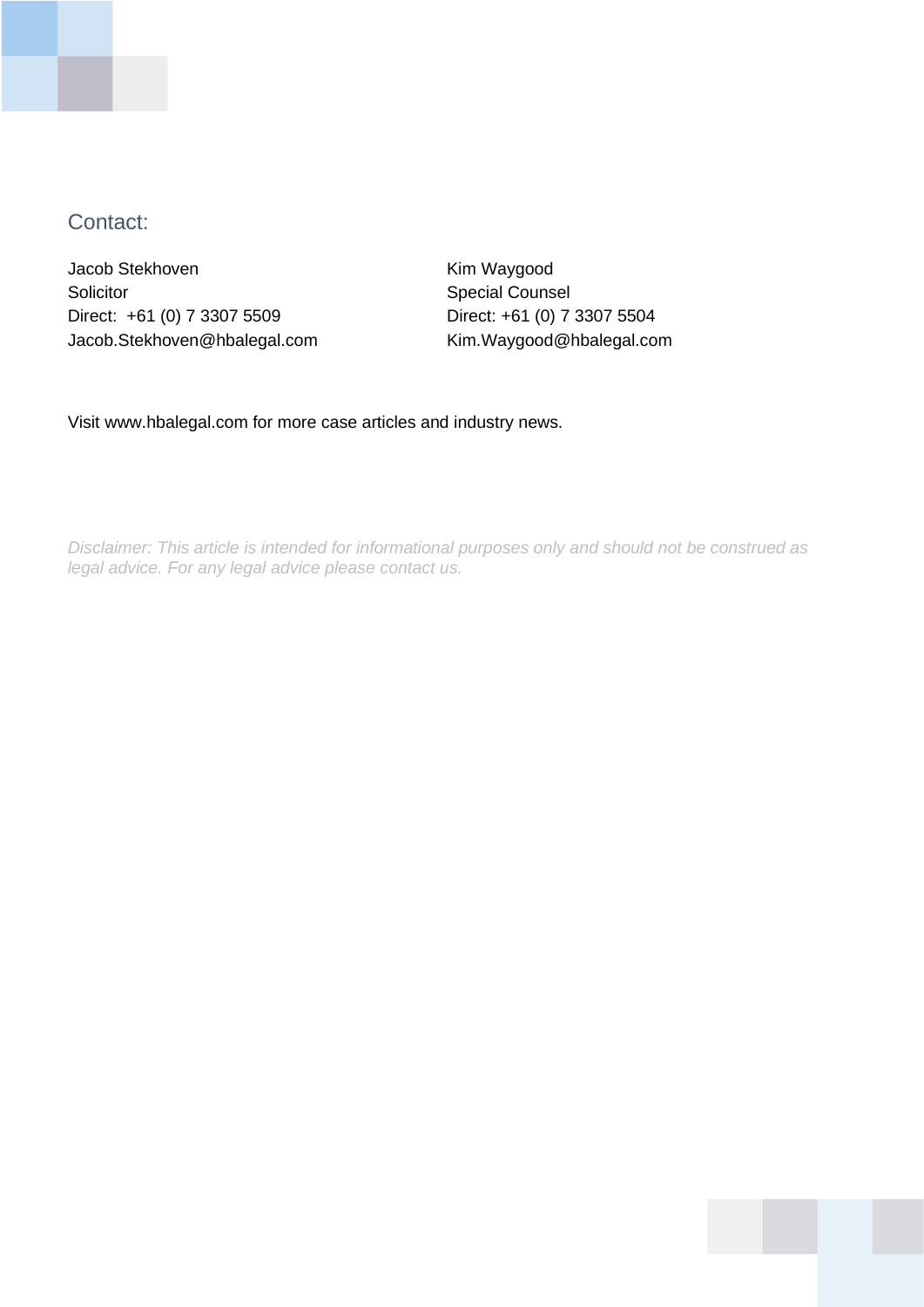## Contact:

Jacob Stekhoven
Solicitor
Direct: +61 (0) 7 3307 5509
Jacob.Stekhoven@hbalegal.com

Kim Waygood
Special Counsel
Direct: +61 (0) 7 3307 5504
Kim.Waygood@hbalegal.com

Visit www.hbalegal.com for more case articles and industry news.

*Disclaimer: This article is intended for informational purposes only and should not be construed as legal advice. For any legal advice please contact us.*